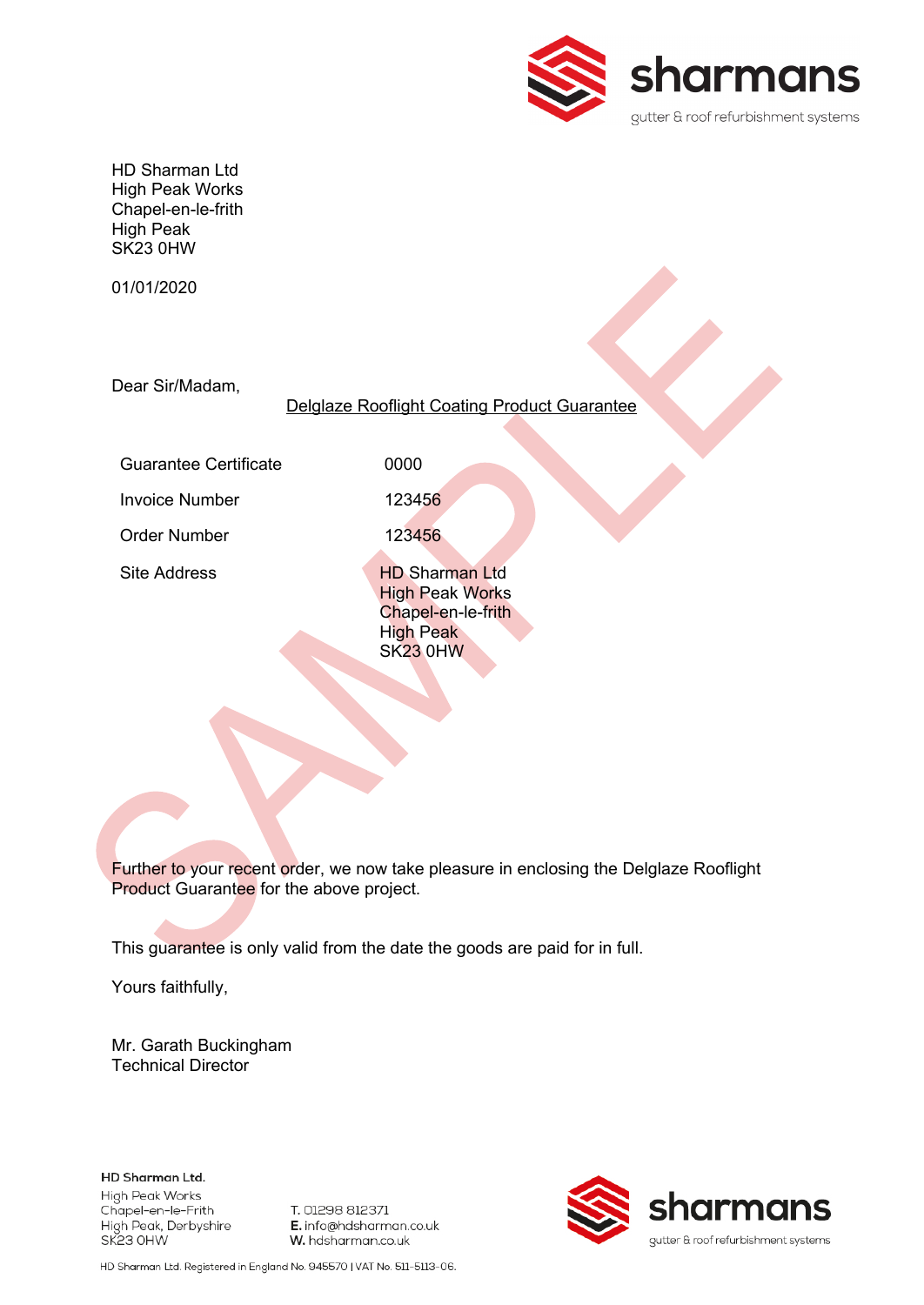sharmans

gutter & roof refurbishment systems

HD Sharman Ltd
High Peak Works
Chapel-en-le-frith
High Peak
SK23 0HW

01/01/2020

Dear Sir/Madam,

Delglaze Rooflight Coating Product Guarantee

| | |
|---|---|
| Guarantee Certificate | 0000 |
| Invoice Number | 123456 |
| Order Number | 123456 |
| Site Address | HD Sharman Ltd<br>High Peak Works<br>Chapel-en-le-frith<br>High Peak<br>SK23 0HW |

SAMPLE

Further to your recent order, we now take pleasure in enclosing the Delglaze Rooflight Product Guarantee for the above project.

This guarantee is only valid from the date the goods are paid for in full.

Yours faithfully,

Mr. Garath Buckingham
Technical Director

**HD Sharman Ltd.**
High Peak Works
Chapel-en-le-Frith
High Peak, Derbyshire
SK23 0HW

T. 01298 812371
**E.** info@hdsharman.co.uk
**W.** hdsharman.co.uk

sharmans

gutter & roof refurbishment systems

HD Sharman Ltd. Registered in England No. 945570 | VAT No. 511-5113-06.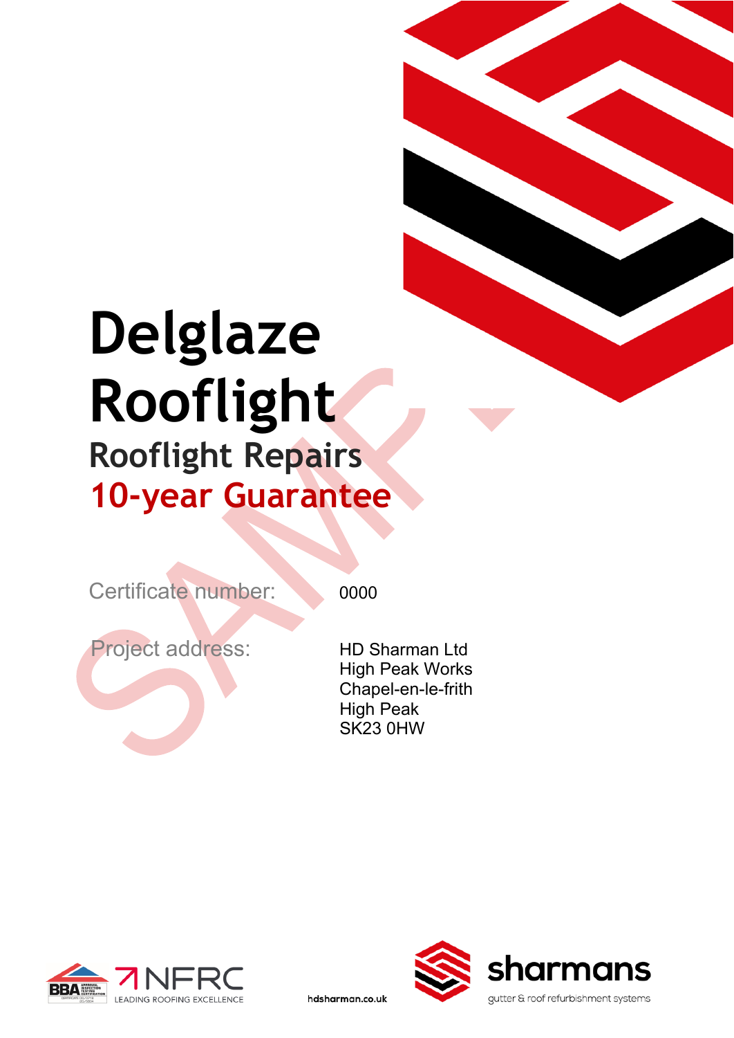# Delglaze Rooflight

## Rooflight Repairs

## 10-year Guarantee

SAMPLE

Certificate number: 0000

Project address:

HD Sharman Ltd
High Peak Works
Chapel-en-le-frith
High Peak
SK23 0HW

NFRC LEADING ROOFING EXCELLENCE

hdsharman.co.uk

sharmans gutter & roof refurbishment systems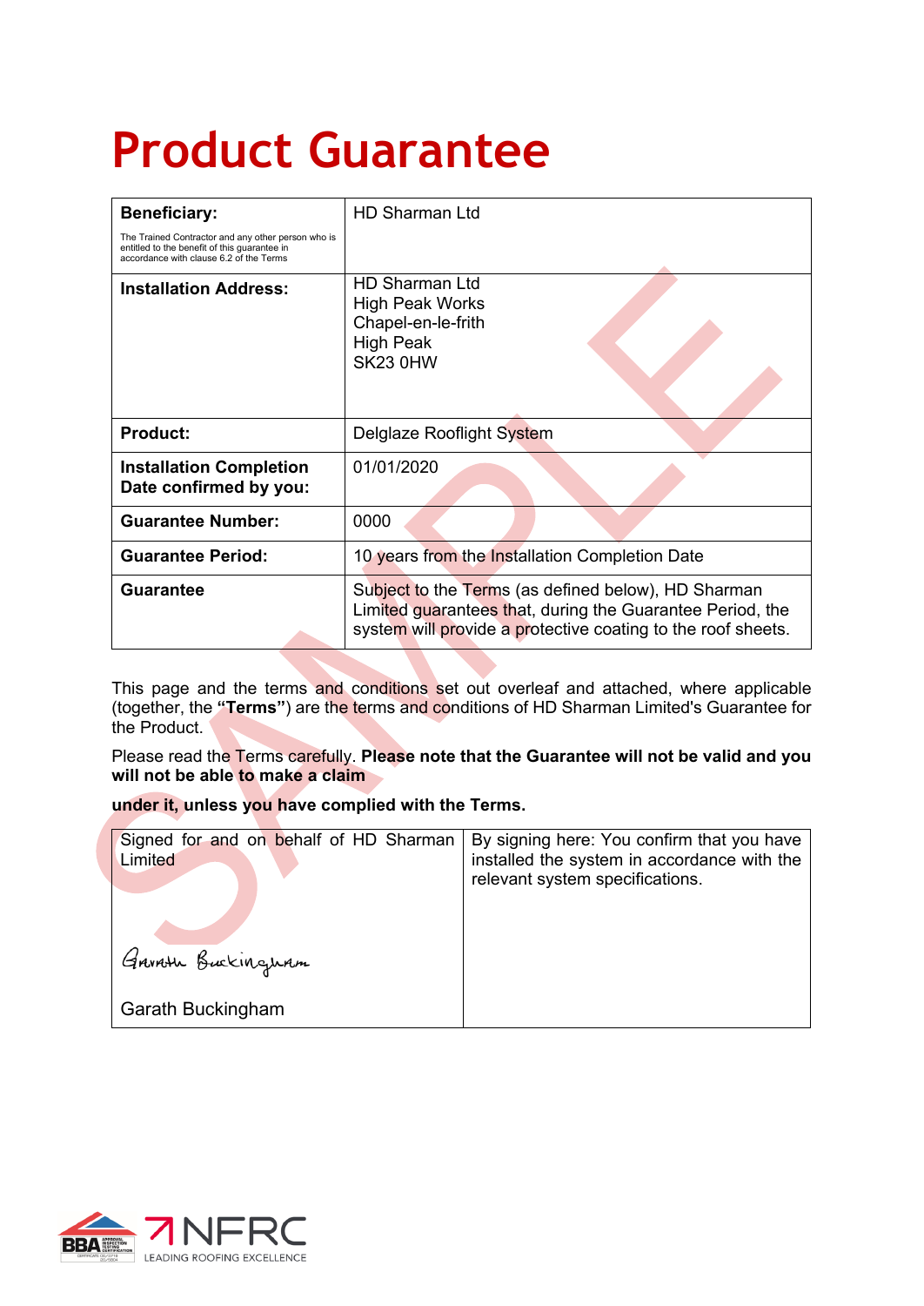# Product Guarantee

| **Beneficiary:** The Trained Contractor and any other person who is entitled to the benefit of this guarantee in accordance with clause 6.2 of the Terms | HD Sharman Ltd |
|---|---|
| **Installation Address:** | HD Sharman Ltd<br>High Peak Works<br>Chapel-en-le-frith<br>High Peak<br>SK23 0HW |
| **Product:** | Delglaze Rooflight System |
| **Installation Completion Date confirmed by you:** | 01/01/2020 |
| **Guarantee Number:** | 0000 |
| **Guarantee Period:** | 10 years from the Installation Completion Date |
| **Guarantee** | Subject to the Terms (as defined below), HD Sharman Limited guarantees that, during the Guarantee Period, the system will provide a protective coating to the roof sheets. |

This page and the terms and conditions set out overleaf and attached, where applicable (together, the **"Terms"**) are the terms and conditions of HD Sharman Limited's Guarantee for the Product.

Please read the Terms carefully. **Please note that the Guarantee will not be valid and you will not be able to make a claim**

**under it, unless you have complied with the Terms.**

| Signed for and on behalf of HD Sharman Limited | By signing here: You confirm that you have installed the system in accordance with the relevant system specifications. |
|---|---|
| Garath Buckingham<br>Garath Buckingham | |

SAMPLE

BBA | NFRC LEADING ROOFING EXCELLENCE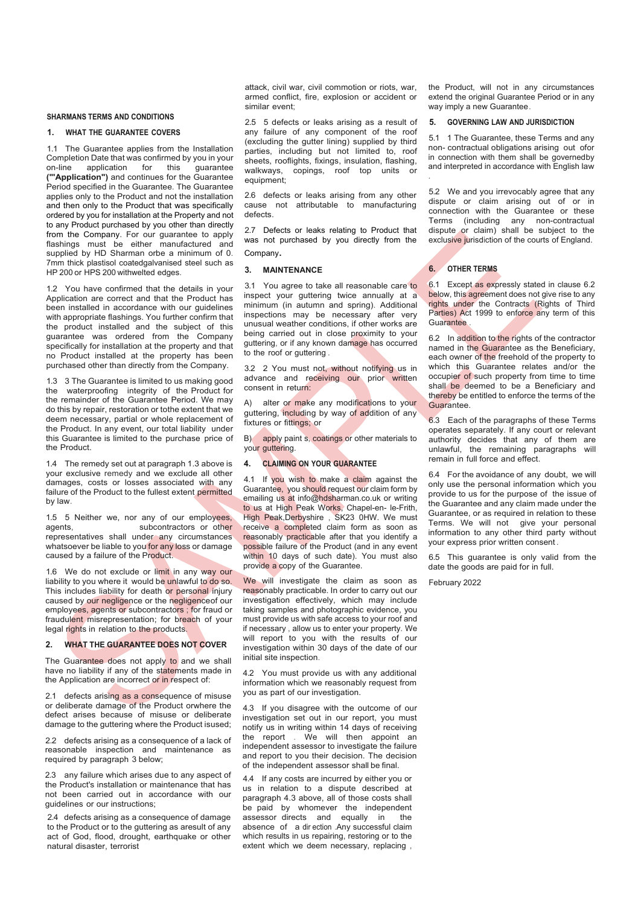## SHARMANS TERMS AND CONDITIONS

### 1. WHAT THE GUARANTEE COVERS

1.1 The Guarantee applies from the Installation Completion Date that was confirmed by you in your on-line application for this guarantee **("'Application")** and continues for the Guarantee Period specified in the Guarantee. The Guarantee applies only to the Product and not the installation and then only to the Product that was specifically ordered by you for installation at the Property and not to any Product purchased by you other than directly from the Company. For our guarantee to apply flashings must be either manufactured and supplied by HD Sharman orbe a minimum of 0. 7mm thick plastisol coatedgalvanised steel such as HP 200 or HPS 200 withwelted edges.

1.2 You have confirmed that the details in your Application are correct and that the Product has been installed in accordance with our guidelines with appropriate flashings. You further confirm that the product installed and the subject of this guarantee was ordered from the Company specifically for installation at the property and that no Product installed at the property has been purchased other than directly from the Company.

1.3 3 The Guarantee is limited to us making good the waterproofing integrity of the Product for the remainder of the Guarantee Period. We may do this by repair, restoration or tothe extent that we deem necessary, partial or whole replacement of the Product. In any event, our total liability under this Guarantee is limited to the purchase price of the Product.

1.4 The remedy set out at paragraph 1.3 above is your exclusive remedy and we exclude all other damages, costs or losses associated with any failure of the Product to the fullest extent permitted by law.

1.5 5 Neither we, nor any of our employees, agents, subcontractors or other representatives shall under any circumstances whatsoever be liable to you for any loss or damage caused by a failure of the Product.

1.6 We do not exclude or limit in any way our liability to you where it would be unlawful to do so. This includes liability for death or personal injury caused by our negligence or the negligenceof our employees, agents or subcontractors ; for fraud or fraudulent misrepresentation; for breach of your legal rights in relation to the products.

### 2. WHAT THE GUARANTEE DOES NOT COVER

The Guarantee does not apply to and we shall have no liability if any of the statements made in the Application are incorrect or in respect of:

2.1 defects arising as a consequence of misuse or deliberate damage of the Product orwhere the defect arises because of misuse or deliberate damage to the guttering where the Product isused;

2.2 defects arising as a consequence of a lack of reasonable inspection and maintenance as required by paragraph 3 below;

2.3 any failure which arises due to any aspect of the Product's installation or maintenance that has not been carried out in accordance with our guidelines or our instructions;

2.4 defects arising as a consequence of damage to the Product or to the guttering as aresult of any act of God, flood, drought, earthquake or other natural disaster, terrorist attack, civil war, civil commotion or riots, war, armed conflict, fire, explosion or accident or similar event;

2.5 5 defects or leaks arising as a result of any failure of any component of the roof (excluding the gutter lining) supplied by third parties, including but not limited to, roof sheets, rooflights, fixings, insulation, flashing, walkways, copings, roof top units or equipment;

2.6 defects or leaks arising from any other cause not attributable to manufacturing defects.

2.7 Defects or leaks relating to Product that was not purchased by you directly from the Company**.**

### 3. MAINTENANCE

3.1 You agree to take all reasonable care to inspect your guttering twice annually at a minimum (in autumn and spring). Additional inspections may be necessary after very unusual weather conditions, if other works are being carried out in close proximity to your guttering, or if any known damage has occurred to the roof or guttering .

3.2 2 You must not, without notifying us in advance and receiving our prior written consent in return:

A) alter or make any modifications to your guttering, including by way of addition of any fixtures or fittings; or

B) apply paint s, coatings or other materials to your guttering.

### 4. CLAIMING ON YOUR GUARANTEE

4.1 If you wish to make a claim against the Guarantee, you should request our claim form by emailing us at info@hdsharman.co.uk or writing to us at High Peak Works, Chapel-en- le-Frith, High Peak,Derbyshire , SK23 0HW. We must receive a completed claim form as soon as reasonably practicable after that you identify a possible failure of the Product (and in any event within 10 days of such date). You must also provide a copy of the Guarantee.

We will investigate the claim as soon as reasonably practicable. In order to carry out our investigation effectively, which may include taking samples and photographic evidence, you must provide us with safe access to your roof and if necessary , allow us to enter your property. We will report to you with the results of our investigation within 30 days of the date of our initial site inspection.

4.2 You must provide us with any additional information which we reasonably request from you as part of our investigation.

4.3 If you disagree with the outcome of our investigation set out in our report, you must notify us in writing within 14 days of receiving the report . We will then appoint an independent assessor to investigate the failure and report to you their decision. The decision of the independent assessor shall be final.

4.4 If any costs are incurred by either you or us in relation to a dispute described at paragraph 4.3 above, all of those costs shall be paid by whomever the independent assessor directs and equally in the absence of a dir ection .Any successful claim which results in us repairing, restoring or to the extent which we deem necessary, replacing , the Product, will not in any circumstances extend the original Guarantee Period or in any way imply a new Guarantee.

### 5. GOVERNING LAW AND JURISDICTION

5.1 1 The Guarantee, these Terms and any non- contractual obligations arising out ofor in connection with them shall be governedby and interpreted in accordance with English law .

5.2 We and you irrevocably agree that any dispute or claim arising out of or in connection with the Guarantee or these Terms (including any non-contractual dispute or claim) shall be subject to the exclusive jurisdiction of the courts of England.

### 6. OTHER TERMS

6.1 Except as expressly stated in clause 6.2 below, this agreement does not give rise to any rights under the Contracts (Rights of Third Parties) Act 1999 to enforce any term of this Guarantee .

6.2 In addition to the rights of the contractor named in the Guarantee as the Beneficiary, each owner of the freehold of the property to which this Guarantee relates and/or the occupier of such property from time to time shall be deemed to be a Beneficiary and thereby be entitled to enforce the terms of the Guarantee.

6.3 Each of the paragraphs of these Terms operates separately. If any court or relevant authority decides that any of them are unlawful, the remaining paragraphs will remain in full force and effect.

6.4 For the avoidance of any doubt, we will only use the personal information which you provide to us for the purpose of the issue of the Guarantee and any claim made under the Guarantee, or as required in relation to these Terms. We will not give your personal information to any other third party without your express prior written consent .

6.5 This guarantee is only valid from the date the goods are paid for in full.

February 2022